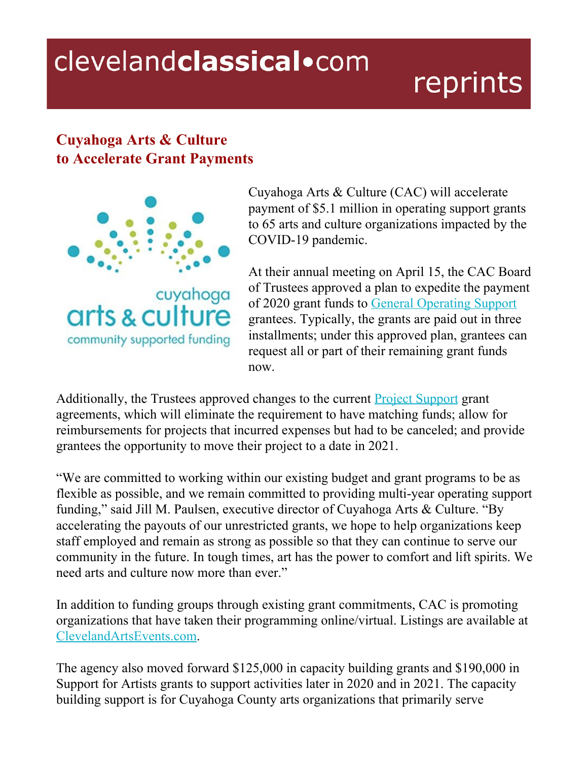# Cuyahoga Arts & Culture to Accelerate Grant Payments

Cuyahoga Arts & Culture (CAC) will accelerate payment of $5.1 million in operating support grants to 65 arts and culture organizations impacted by the COVID-19 pandemic.

At their annual meeting on April 15, the CAC Board of Trustees approved a plan to expedite the payment of 2020 grant funds to General Operating Support grantees. Typically, the grants are paid out in three installments; under this approved plan, grantees can request all or part of their remaining grant funds now.

Additionally, the Trustees approved changes to the current Project Support grant agreements, which will eliminate the requirement to have matching funds; allow for reimbursements for projects that incurred expenses but had to be canceled; and provide grantees the opportunity to move their project to a date in 2021.

"We are committed to working within our existing budget and grant programs to be as flexible as possible, and we remain committed to providing multi-year operating support funding," said Jill M. Paulsen, executive director of Cuyahoga Arts & Culture. "By accelerating the payouts of our unrestricted grants, we hope to help organizations keep staff employed and remain as strong as possible so that they can continue to serve our community in the future. In tough times, art has the power to comfort and lift spirits. We need arts and culture now more than ever."

In addition to funding groups through existing grant commitments, CAC is promoting organizations that have taken their programming online/virtual. Listings are available at ClevelandArtsEvents.com.

The agency also moved forward $125,000 in capacity building grants and $190,000 in Support for Artists grants to support activities later in 2020 and in 2021. The capacity building support is for Cuyahoga County arts organizations that primarily serve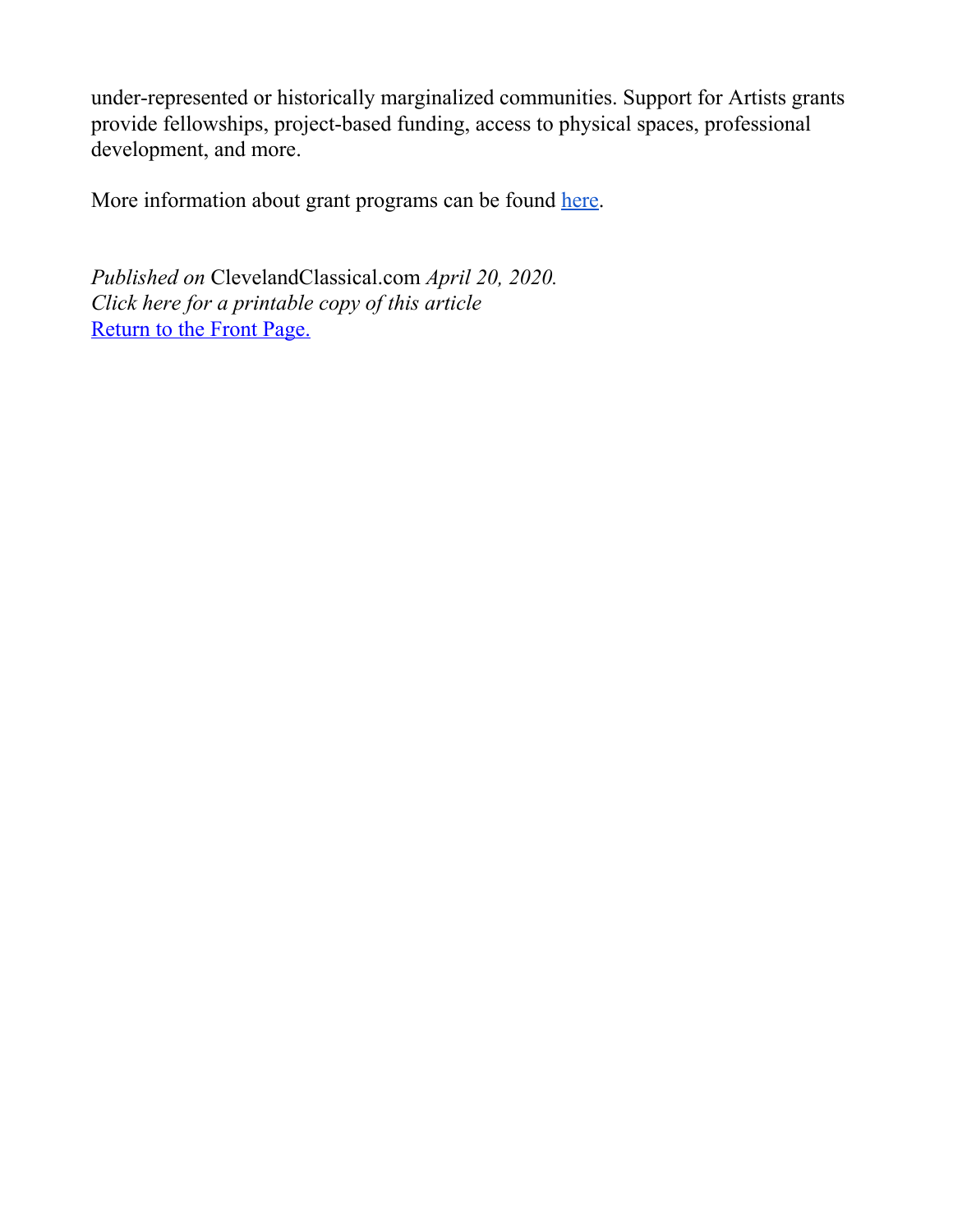under-represented or historically marginalized communities. Support for Artists grants provide fellowships, project-based funding, access to physical spaces, professional development, and more.

More information about grant programs can be found here.

*Published on* ClevelandClassical.com *April 20, 2020.*
*Click here for a printable copy of this article*
Return to the Front Page.